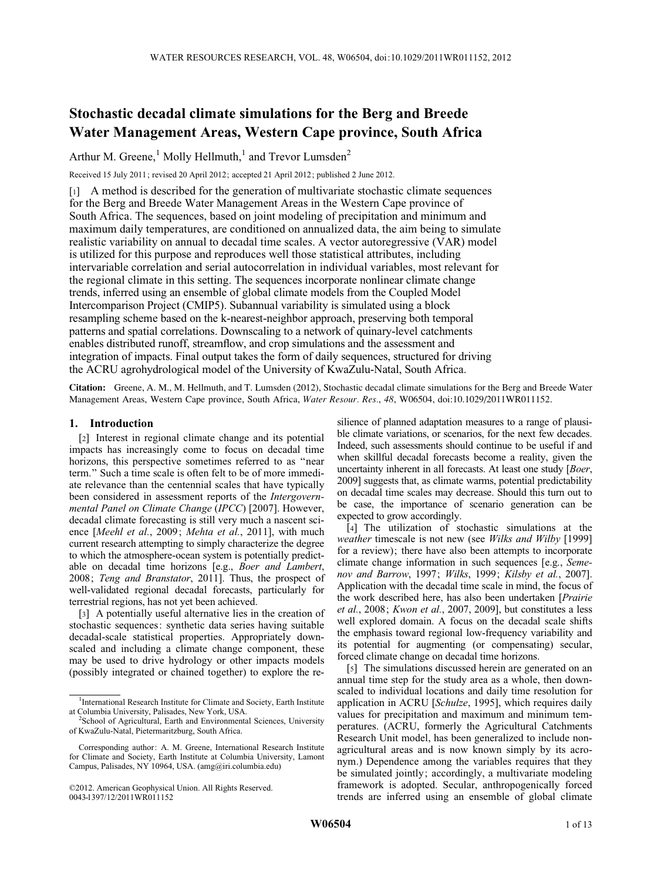# Stochastic decadal climate simulations for the Berg and Breede Water Management Areas, Western Cape province, South Africa

Arthur M. Greene,[1] Molly Hellmuth,[1] and Trevor Lumsden[2]

Received 15 July 2011; revised 20 April 2012; accepted 21 April 2012; published 2 June 2012.

[1] A method is described for the generation of multivariate stochastic climate sequences for the Berg and Breede Water Management Areas in the Western Cape province of South Africa. The sequences, based on joint modeling of precipitation and minimum and maximum daily temperatures, are conditioned on annualized data, the aim being to simulate realistic variability on annual to decadal time scales. A vector autoregressive (VAR) model is utilized for this purpose and reproduces well those statistical attributes, including intervariable correlation and serial autocorrelation in individual variables, most relevant for the regional climate in this setting. The sequences incorporate nonlinear climate change trends, inferred using an ensemble of global climate models from the Coupled Model Intercomparison Project (CMIP5). Subannual variability is simulated using a block resampling scheme based on the k-nearest-neighbor approach, preserving both temporal patterns and spatial correlations. Downscaling to a network of quinary-level catchments enables distributed runoff, streamflow, and crop simulations and the assessment and integration of impacts. Final output takes the form of daily sequences, structured for driving the ACRU agrohydrological model of the University of KwaZulu-Natal, South Africa.

**Citation:** Greene, A. M., M. Hellmuth, and T. Lumsden (2012), Stochastic decadal climate simulations for the Berg and Breede Water Management Areas, Western Cape province, South Africa, *Water Resour. Res.*, *48*, W06504, doi:10.1029/2011WR011152.

## 1. Introduction

[2] Interest in regional climate change and its potential impacts has increasingly come to focus on decadal time horizons, this perspective sometimes referred to as "near term." Such a time scale is often felt to be of more immediate relevance than the centennial scales that have typically been considered in assessment reports of the *Intergovernmental Panel on Climate Change* (*IPCC*) [2007]. However, decadal climate forecasting is still very much a nascent science [*Meehl et al.*, 2009; *Mehta et al.*, 2011], with much current research attempting to simply characterize the degree to which the atmosphere-ocean system is potentially predictable on decadal time horizons [e.g., *Boer and Lambert*, 2008; *Teng and Branstator*, 2011]. Thus, the prospect of well-validated regional decadal forecasts, particularly for terrestrial regions, has not yet been achieved.

[3] A potentially useful alternative lies in the creation of stochastic sequences: synthetic data series having suitable decadal-scale statistical properties. Appropriately downscaled and including a climate change component, these may be used to drive hydrology or other impacts models (possibly integrated or chained together) to explore the resilience of planned adaptation measures to a range of plausible climate variations, or scenarios, for the next few decades. Indeed, such assessments should continue to be useful if and when skillful decadal forecasts become a reality, given the uncertainty inherent in all forecasts. At least one study [*Boer*, 2009] suggests that, as climate warms, potential predictability on decadal time scales may decrease. Should this turn out to be case, the importance of scenario generation can be expected to grow accordingly.

[4] The utilization of stochastic simulations at the *weather* timescale is not new (see *Wilks and Wilby* [1999] for a review); there have also been attempts to incorporate climate change information in such sequences [e.g., *Semenov and Barrow*, 1997; *Wilks*, 1999; *Kilsby et al.*, 2007]. Application with the decadal time scale in mind, the focus of the work described here, has also been undertaken [*Prairie et al.*, 2008; *Kwon et al.*, 2007, 2009], but constitutes a less well explored domain. A focus on the decadal scale shifts the emphasis toward regional low-frequency variability and its potential for augmenting (or compensating) secular, forced climate change on decadal time horizons.

[5] The simulations discussed herein are generated on an annual time step for the study area as a whole, then downscaled to individual locations and daily time resolution for application in ACRU [*Schulze*, 1995], which requires daily values for precipitation and maximum and minimum temperatures. (ACRU, formerly the Agricultural Catchments Research Unit model, has been generalized to include non-agricultural areas and is now known simply by its acronym.) Dependence among the variables requires that they be simulated jointly; accordingly, a multivariate modeling framework is adopted. Secular, anthropogenically forced trends are inferred using an ensemble of global climate

---

[1] International Research Institute for Climate and Society, Earth Institute at Columbia University, Palisades, New York, USA.

[2] School of Agricultural, Earth and Environmental Sciences, University of KwaZulu-Natal, Pietermaritzburg, South Africa.

Corresponding author: A. M. Greene, International Research Institute for Climate and Society, Earth Institute at Columbia University, Lamont Campus, Palisades, NY 10964, USA. (amg@iri.columbia.edu)

©2012. American Geophysical Union. All Rights Reserved.
0043-1397/12/2011WR011152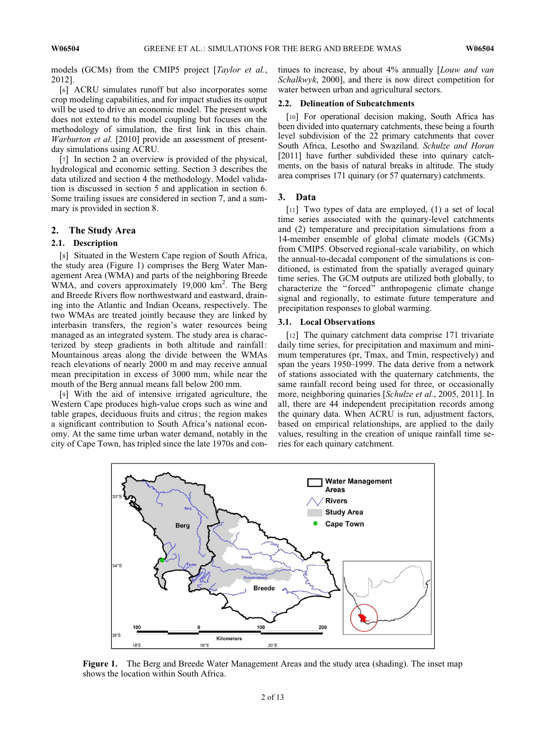models (GCMs) from the CMIP5 project [*Taylor et al.*, 2012].

[6] ACRU simulates runoff but also incorporates some crop modeling capabilities, and for impact studies its output will be used to drive an economic model. The present work does not extend to this model coupling but focuses on the methodology of simulation, the first link in this chain. *Warburton et al.* [2010] provide an assessment of present-day simulations using ACRU.

[7] In section 2 an overview is provided of the physical, hydrological and economic setting. Section 3 describes the data utilized and section 4 the methodology. Model validation is discussed in section 5 and application in section 6. Some trailing issues are considered in section 7, and a summary is provided in section 8.

## 2. The Study Area

### 2.1. Description

[8] Situated in the Western Cape region of South Africa, the study area (Figure 1) comprises the Berg Water Management Area (WMA) and parts of the neighboring Breede WMA, and covers approximately 19,000 km$^2$. The Berg and Breede Rivers flow northwestward and eastward, draining into the Atlantic and Indian Oceans, respectively. The two WMAs are treated jointly because they are linked by interbasin transfers, the region's water resources being managed as an integrated system. The study area is characterized by steep gradients in both altitude and rainfall: Mountainous areas along the divide between the WMAs reach elevations of nearly 2000 m and may receive annual mean precipitation in excess of 3000 mm, while near the mouth of the Berg annual means fall below 200 mm.

[9] With the aid of intensive irrigated agriculture, the Western Cape produces high-value crops such as wine and table grapes, deciduous fruits and citrus; the region makes a significant contribution to South Africa's national economy. At the same time urban water demand, notably in the city of Cape Town, has tripled since the late 1970s and continues to increase, by about 4% annually [*Louw and van Schalkwyk*, 2000], and there is now direct competition for water between urban and agricultural sectors.

### 2.2. Delineation of Subcatchments

[10] For operational decision making, South Africa has been divided into quaternary catchments, these being a fourth level subdivision of the 22 primary catchments that cover South Africa, Lesotho and Swaziland. *Schulze and Horan* [2011] have further subdivided these into quinary catchments, on the basis of natural breaks in altitude. The study area comprises 171 quinary (or 57 quaternary) catchments.

## 3. Data

[11] Two types of data are employed, (1) a set of local time series associated with the quinary-level catchments and (2) temperature and precipitation simulations from a 14-member ensemble of global climate models (GCMs) from CMIP5. Observed regional-scale variability, on which the annual-to-decadal component of the simulations is conditioned, is estimated from the spatially averaged quinary time series. The GCM outputs are utilized both globally, to characterize the "forced" anthropogenic climate change signal and regionally, to estimate future temperature and precipitation responses to global warming.

### 3.1. Local Observations

[12] The quinary catchment data comprise 171 trivariate daily time series, for precipitation and maximum and minimum temperatures (pr, Tmax, and Tmin, respectively) and span the years 1950–1999. The data derive from a network of stations associated with the quaternary catchments, the same rainfall record being used for three, or occasionally more, neighboring quinaries [*Schulze et al.*, 2005, 2011]. In all, there are 44 independent precipitation records among the quinary data. When ACRU is run, adjustment factors, based on empirical relationships, are applied to the daily values, resulting in the creation of unique rainfall time series for each quinary catchment.

**Figure 1.** The Berg and Breede Water Management Areas and the study area (shading). The inset map shows the location within South Africa.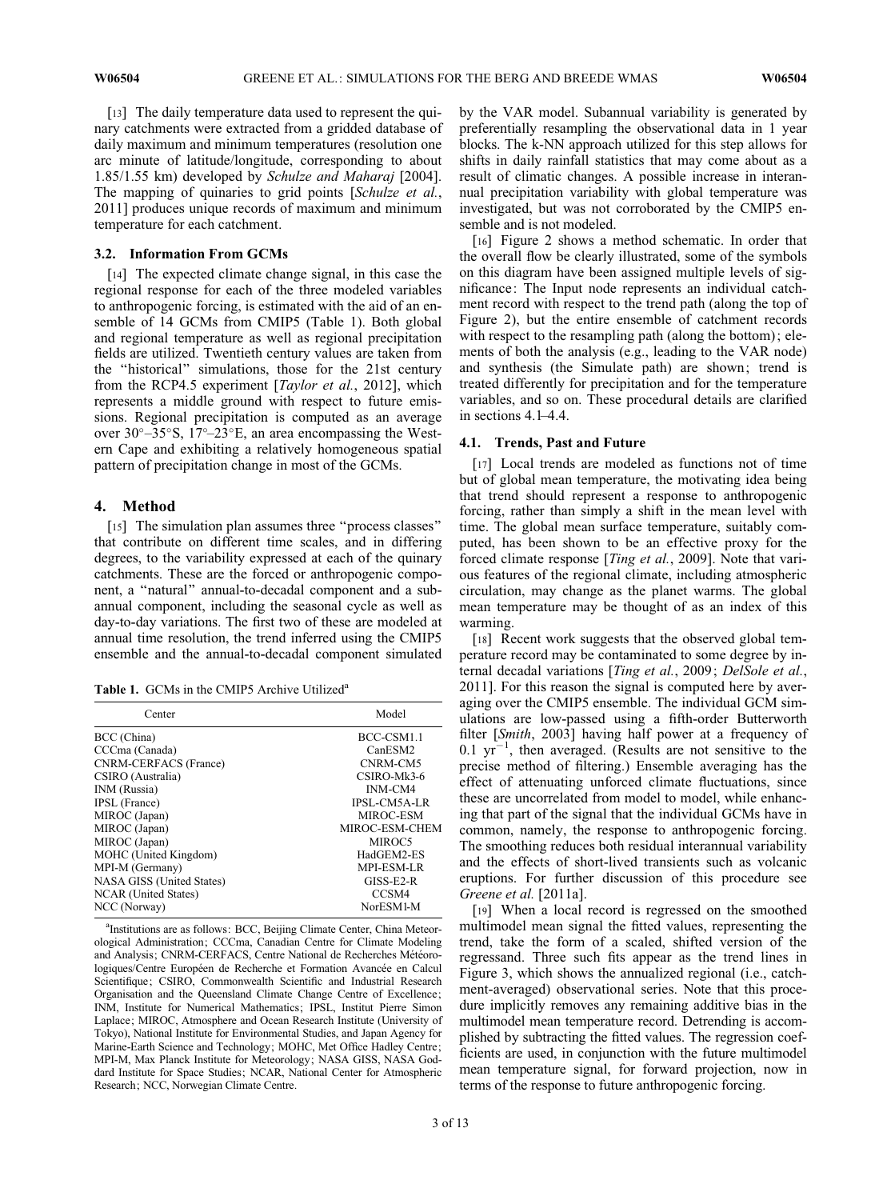[13] The daily temperature data used to represent the quinary catchments were extracted from a gridded database of daily maximum and minimum temperatures (resolution one arc minute of latitude/longitude, corresponding to about 1.85/1.55 km) developed by *Schulze and Maharaj* [2004]. The mapping of quinaries to grid points [*Schulze et al.*, 2011] produces unique records of maximum and minimum temperature for each catchment.

### 3.2. Information From GCMs

[14] The expected climate change signal, in this case the regional response for each of the three modeled variables to anthropogenic forcing, is estimated with the aid of an ensemble of 14 GCMs from CMIP5 (Table 1). Both global and regional temperature as well as regional precipitation fields are utilized. Twentieth century values are taken from the "historical" simulations, those for the 21st century from the RCP4.5 experiment [*Taylor et al.*, 2012], which represents a middle ground with respect to future emissions. Regional precipitation is computed as an average over 30°–35°S, 17°–23°E, an area encompassing the Western Cape and exhibiting a relatively homogeneous spatial pattern of precipitation change in most of the GCMs.

## 4. Method

[15] The simulation plan assumes three "process classes" that contribute on different time scales, and in differing degrees, to the variability expressed at each of the quinary catchments. These are the forced or anthropogenic component, a "natural" annual-to-decadal component and a subannual component, including the seasonal cycle as well as day-to-day variations. The first two of these are modeled at annual time resolution, the trend inferred using the CMIP5 ensemble and the annual-to-decadal component simulated by the VAR model. Subannual variability is generated by preferentially resampling the observational data in 1 year blocks. The k-NN approach utilized for this step allows for shifts in daily rainfall statistics that may come about as a result of climatic changes. A possible increase in interannual precipitation variability with global temperature was investigated, but was not corroborated by the CMIP5 ensemble and is not modeled.

**Table 1.** GCMs in the CMIP5 Archive Utilized[a]

| Center | Model |
|---|---|
| BCC (China) | BCC-CSM1.1 |
| CCCma (Canada) | CanESM2 |
| CNRM-CERFACS (France) | CNRM-CM5 |
| CSIRO (Australia) | CSIRO-Mk3-6 |
| INM (Russia) | INM-CM4 |
| IPSL (France) | IPSL-CM5A-LR |
| MIROC (Japan) | MIROC-ESM |
| MIROC (Japan) | MIROC-ESM-CHEM |
| MIROC (Japan) | MIROC5 |
| MOHC (United Kingdom) | HadGEM2-ES |
| MPI-M (Germany) | MPI-ESM-LR |
| NASA GISS (United States) | GISS-E2-R |
| NCAR (United States) | CCSM4 |
| NCC (Norway) | NorESM1-M |

[a]Institutions are as follows: BCC, Beijing Climate Center, China Meteorological Administration; CCCma, Canadian Centre for Climate Modeling and Analysis; CNRM-CERFACS, Centre National de Recherches Météorologiques/Centre Européen de Recherche et Formation Avancée en Calcul Scientifique; CSIRO, Commonwealth Scientific and Industrial Research Organisation and the Queensland Climate Change Centre of Excellence; INM, Institute for Numerical Mathematics; IPSL, Institut Pierre Simon Laplace; MIROC, Atmosphere and Ocean Research Institute (University of Tokyo), National Institute for Environmental Studies, and Japan Agency for Marine-Earth Science and Technology; MOHC, Met Office Hadley Centre; MPI-M, Max Planck Institute for Meteorology; NASA GISS, NASA Goddard Institute for Space Studies; NCAR, National Center for Atmospheric Research; NCC, Norwegian Climate Centre.

[16] Figure 2 shows a method schematic. In order that the overall flow be clearly illustrated, some of the symbols on this diagram have been assigned multiple levels of significance: The Input node represents an individual catchment record with respect to the trend path (along the top of Figure 2), but the entire ensemble of catchment records with respect to the resampling path (along the bottom); elements of both the analysis (e.g., leading to the VAR node) and synthesis (the Simulate path) are shown; trend is treated differently for precipitation and for the temperature variables, and so on. These procedural details are clarified in sections 4.1–4.4.

### 4.1. Trends, Past and Future

[17] Local trends are modeled as functions not of time but of global mean temperature, the motivating idea being that trend should represent a response to anthropogenic forcing, rather than simply a shift in the mean level with time. The global mean surface temperature, suitably computed, has been shown to be an effective proxy for the forced climate response [*Ting et al.*, 2009]. Note that various features of the regional climate, including atmospheric circulation, may change as the planet warms. The global mean temperature may be thought of as an index of this warming.

[18] Recent work suggests that the observed global temperature record may be contaminated to some degree by internal decadal variations [*Ting et al.*, 2009; *DelSole et al.*, 2011]. For this reason the signal is computed here by averaging over the CMIP5 ensemble. The individual GCM simulations are low-passed using a fifth-order Butterworth filter [*Smith*, 2003] having half power at a frequency of 0.1 $yr^{-1}$, then averaged. (Results are not sensitive to the precise method of filtering.) Ensemble averaging has the effect of attenuating unforced climate fluctuations, since these are uncorrelated from model to model, while enhancing that part of the signal that the individual GCMs have in common, namely, the response to anthropogenic forcing. The smoothing reduces both residual interannual variability and the effects of short-lived transients such as volcanic eruptions. For further discussion of this procedure see *Greene et al.* [2011a].

[19] When a local record is regressed on the smoothed multimodel mean signal the fitted values, representing the trend, take the form of a scaled, shifted version of the regressand. Three such fits appear as the trend lines in Figure 3, which shows the annualized regional (i.e., catchment-averaged) observational series. Note that this procedure implicitly removes any remaining additive bias in the multimodel mean temperature record. Detrending is accomplished by subtracting the fitted values. The regression coefficients are used, in conjunction with the future multimodel mean temperature signal, for forward projection, now in terms of the response to future anthropogenic forcing.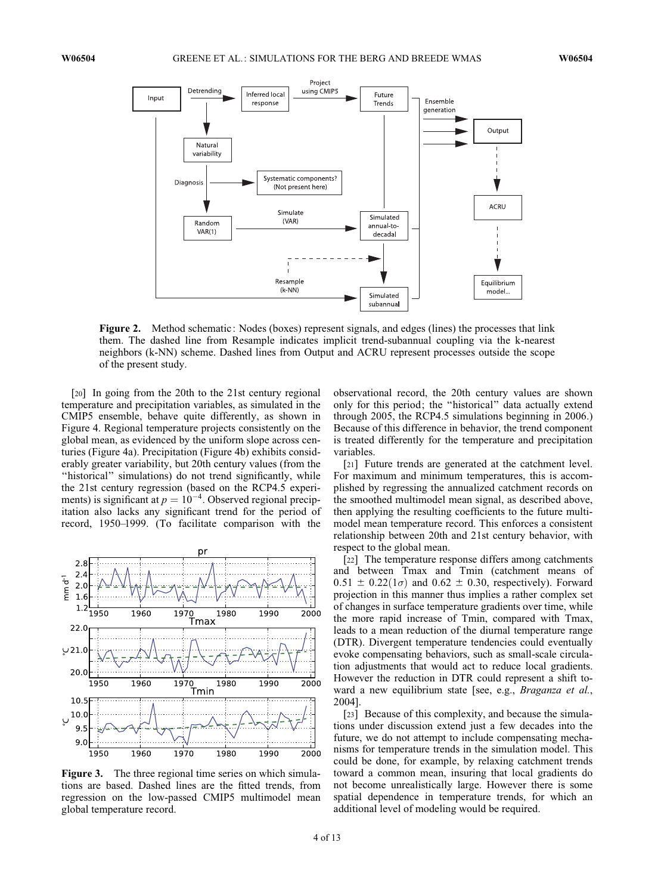**Figure 2.** Method schematic: Nodes (boxes) represent signals, and edges (lines) the processes that link them. The dashed line from Resample indicates implicit trend-subannual coupling via the k-nearest neighbors (k-NN) scheme. Dashed lines from Output and ACRU represent processes outside the scope of the present study.

[20] In going from the 20th to the 21st century regional temperature and precipitation variables, as simulated in the CMIP5 ensemble, behave quite differently, as shown in Figure 4. Regional temperature projects consistently on the global mean, as evidenced by the uniform slope across centuries (Figure 4a). Precipitation (Figure 4b) exhibits considerably greater variability, but 20th century values (from the "historical" simulations) do not trend significantly, while the 21st century regression (based on the RCP4.5 experiments) is significant at $p = 10^{-4}$. Observed regional precipitation also lacks any significant trend for the period of record, 1950–1999. (To facilitate comparison with the observational record, the 20th century values are shown only for this period; the "historical" data actually extend through 2005, the RCP4.5 simulations beginning in 2006.) Because of this difference in behavior, the trend component is treated differently for the temperature and precipitation variables.

**Figure 3.** The three regional time series on which simulations are based. Dashed lines are the fitted trends, from regression on the low-passed CMIP5 multimodel mean global temperature record.

[21] Future trends are generated at the catchment level. For maximum and minimum temperatures, this is accomplished by regressing the annualized catchment records on the smoothed multimodel mean signal, as described above, then applying the resulting coefficients to the future multimodel mean temperature record. This enforces a consistent relationship between 20th and 21st century behavior, with respect to the global mean.

[22] The temperature response differs among catchments and between Tmax and Tmin (catchment means of $0.51 \pm 0.22(1\sigma)$ and $0.62 \pm 0.30$, respectively). Forward projection in this manner thus implies a rather complex set of changes in surface temperature gradients over time, while the more rapid increase of Tmin, compared with Tmax, leads to a mean reduction of the diurnal temperature range (DTR). Divergent temperature tendencies could eventually evoke compensating behaviors, such as small-scale circulation adjustments that would act to reduce local gradients. However the reduction in DTR could represent a shift toward a new equilibrium state [see, e.g., *Braganza et al.*, 2004].

[23] Because of this complexity, and because the simulations under discussion extend just a few decades into the future, we do not attempt to include compensating mechanisms for temperature trends in the simulation model. This could be done, for example, by relaxing catchment trends toward a common mean, insuring that local gradients do not become unrealistically large. However there is some spatial dependence in temperature trends, for which an additional level of modeling would be required.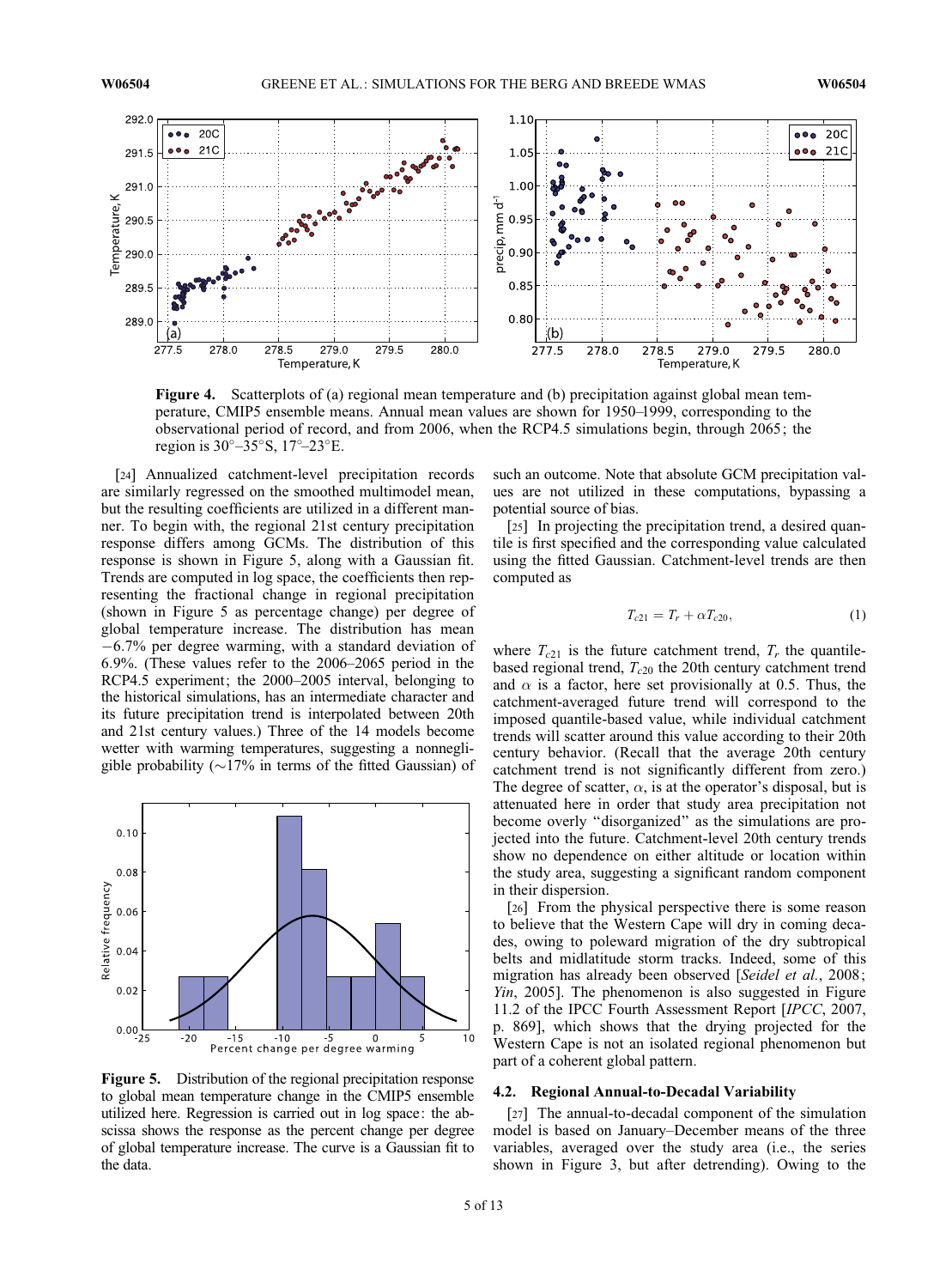**Figure 4.** Scatterplots of (a) regional mean temperature and (b) precipitation against global mean temperature, CMIP5 ensemble means. Annual mean values are shown for 1950–1999, corresponding to the observational period of record, and from 2006, when the RCP4.5 simulations begin, through 2065; the region is 30°–35°S, 17°–23°E.

[24] Annualized catchment-level precipitation records are similarly regressed on the smoothed multimodel mean, but the resulting coefficients are utilized in a different manner. To begin with, the regional 21st century precipitation response differs among GCMs. The distribution of this response is shown in Figure 5, along with a Gaussian fit. Trends are computed in log space, the coefficients then representing the fractional change in regional precipitation (shown in Figure 5 as percentage change) per degree of global temperature increase. The distribution has mean −6.7% per degree warming, with a standard deviation of 6.9%. (These values refer to the 2006–2065 period in the RCP4.5 experiment; the 2000–2005 interval, belonging to the historical simulations, has an intermediate character and its future precipitation trend is interpolated between 20th and 21st century values.) Three of the 14 models become wetter with warming temperatures, suggesting a nonnegligible probability (~17% in terms of the fitted Gaussian) of such an outcome. Note that absolute GCM precipitation values are not utilized in these computations, bypassing a potential source of bias.

**Figure 5.** Distribution of the regional precipitation response to global mean temperature change in the CMIP5 ensemble utilized here. Regression is carried out in log space: the abscissa shows the response as the percent change per degree of global temperature increase. The curve is a Gaussian fit to the data.

[25] In projecting the precipitation trend, a desired quantile is first specified and the corresponding value calculated using the fitted Gaussian. Catchment-level trends are then computed as

$$T_{c21} = T_r + \alpha T_{c20}, \tag{1}$$

where $T_{c21}$ is the future catchment trend, $T_r$ the quantile-based regional trend, $T_{c20}$ the 20th century catchment trend and $\alpha$ is a factor, here set provisionally at 0.5. Thus, the catchment-averaged future trend will correspond to the imposed quantile-based value, while individual catchment trends will scatter around this value according to their 20th century behavior. (Recall that the average 20th century catchment trend is not significantly different from zero.) The degree of scatter, $\alpha$, is at the operator's disposal, but is attenuated here in order that study area precipitation not become overly "disorganized" as the simulations are projected into the future. Catchment-level 20th century trends show no dependence on either altitude or location within the study area, suggesting a significant random component in their dispersion.

[26] From the physical perspective there is some reason to believe that the Western Cape will dry in coming decades, owing to poleward migration of the dry subtropical belts and midlatitude storm tracks. Indeed, some of this migration has already been observed [*Seidel et al.*, 2008; *Yin*, 2005]. The phenomenon is also suggested in Figure 11.2 of the IPCC Fourth Assessment Report [*IPCC*, 2007, p. 869], which shows that the drying projected for the Western Cape is not an isolated regional phenomenon but part of a coherent global pattern.

### 4.2. Regional Annual-to-Decadal Variability

[27] The annual-to-decadal component of the simulation model is based on January–December means of the three variables, averaged over the study area (i.e., the series shown in Figure 3, but after detrending). Owing to the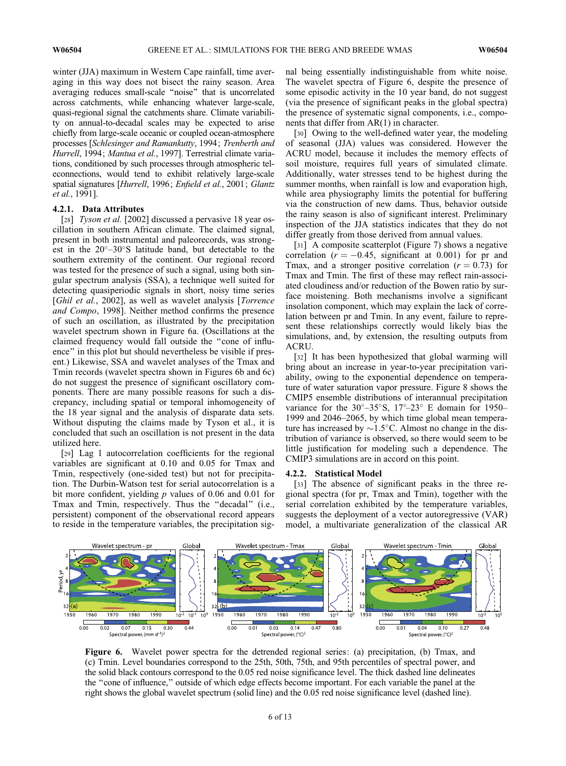winter (JJA) maximum in Western Cape rainfall, time averaging in this way does not bisect the rainy season. Area averaging reduces small-scale "noise" that is uncorrelated across catchments, while enhancing whatever large-scale, quasi-regional signal the catchments share. Climate variability on annual-to-decadal scales may be expected to arise chiefly from large-scale oceanic or coupled ocean-atmosphere processes [*Schlesinger and Ramankutty*, 1994; *Trenberth and Hurrell*, 1994; *Mantua et al.*, 1997]. Terrestrial climate variations, conditioned by such processes through atmospheric teleconnections, would tend to exhibit relatively large-scale spatial signatures [*Hurrell*, 1996; *Enfield et al.*, 2001; *Glantz et al.*, 1991].

#### 4.2.1. Data Attributes

[28] *Tyson et al.* [2002] discussed a pervasive 18 year oscillation in southern African climate. The claimed signal, present in both instrumental and paleorecords, was strongest in the 20°–30°S latitude band, but detectable to the southern extremity of the continent. Our regional record was tested for the presence of such a signal, using both singular spectrum analysis (SSA), a technique well suited for detecting quasiperiodic signals in short, noisy time series [*Ghil et al.*, 2002], as well as wavelet analysis [*Torrence and Compo*, 1998]. Neither method confirms the presence of such an oscillation, as illustrated by the precipitation wavelet spectrum shown in Figure 6a. (Oscillations at the claimed frequency would fall outside the "cone of influence" in this plot but should nevertheless be visible if present.) Likewise, SSA and wavelet analyses of the Tmax and Tmin records (wavelet spectra shown in Figures 6b and 6c) do not suggest the presence of significant oscillatory components. There are many possible reasons for such a discrepancy, including spatial or temporal inhomogeneity of the 18 year signal and the analysis of disparate data sets. Without disputing the claims made by Tyson et al., it is concluded that such an oscillation is not present in the data utilized here.

[29] Lag 1 autocorrelation coefficients for the regional variables are significant at 0.10 and 0.05 for Tmax and Tmin, respectively (one-sided test) but not for precipitation. The Durbin-Watson test for serial autocorrelation is a bit more confident, yielding $p$ values of 0.06 and 0.01 for Tmax and Tmin, respectively. Thus the "decadal" (i.e., persistent) component of the observational record appears to reside in the temperature variables, the precipitation signal being essentially indistinguishable from white noise. The wavelet spectra of Figure 6, despite the presence of some episodic activity in the 10 year band, do not suggest (via the presence of significant peaks in the global spectra) the presence of systematic signal components, i.e., components that differ from AR(1) in character.

[30] Owing to the well-defined water year, the modeling of seasonal (JJA) values was considered. However the ACRU model, because it includes the memory effects of soil moisture, requires full years of simulated climate. Additionally, water stresses tend to be highest during the summer months, when rainfall is low and evaporation high, while area physiography limits the potential for buffering via the construction of new dams. Thus, behavior outside the rainy season is also of significant interest. Preliminary inspection of the JJA statistics indicates that they do not differ greatly from those derived from annual values.

[31] A composite scatterplot (Figure 7) shows a negative correlation ($r = -0.45$, significant at 0.001) for pr and Tmax, and a stronger positive correlation ($r = 0.73$) for Tmax and Tmin. The first of these may reflect rain-associated cloudiness and/or reduction of the Bowen ratio by surface moistening. Both mechanisms involve a significant insolation component, which may explain the lack of correlation between pr and Tmin. In any event, failure to represent these relationships correctly would likely bias the simulations, and, by extension, the resulting outputs from ACRU.

[32] It has been hypothesized that global warming will bring about an increase in year-to-year precipitation variability, owing to the exponential dependence on temperature of water saturation vapor pressure. Figure 8 shows the CMIP5 ensemble distributions of interannual precipitation variance for the 30°–35°S, 17°–23° E domain for 1950–1999 and 2046–2065, by which time global mean temperature has increased by ~1.5°C. Almost no change in the distribution of variance is observed, so there would seem to be little justification for modeling such a dependence. The CMIP3 simulations are in accord on this point.

#### 4.2.2. Statistical Model

[33] The absence of significant peaks in the three regional spectra (for pr, Tmax and Tmin), together with the serial correlation exhibited by the temperature variables, suggests the deployment of a vector autoregressive (VAR) model, a multivariate generalization of the classical AR

**Figure 6.** Wavelet power spectra for the detrended regional series: (a) precipitation, (b) Tmax, and (c) Tmin. Level boundaries correspond to the 25th, 50th, 75th, and 95th percentiles of spectral power, and the solid black contours correspond to the 0.05 red noise significance level. The thick dashed line delineates the "cone of influence," outside of which edge effects become important. For each variable the panel at the right shows the global wavelet spectrum (solid line) and the 0.05 red noise significance level (dashed line).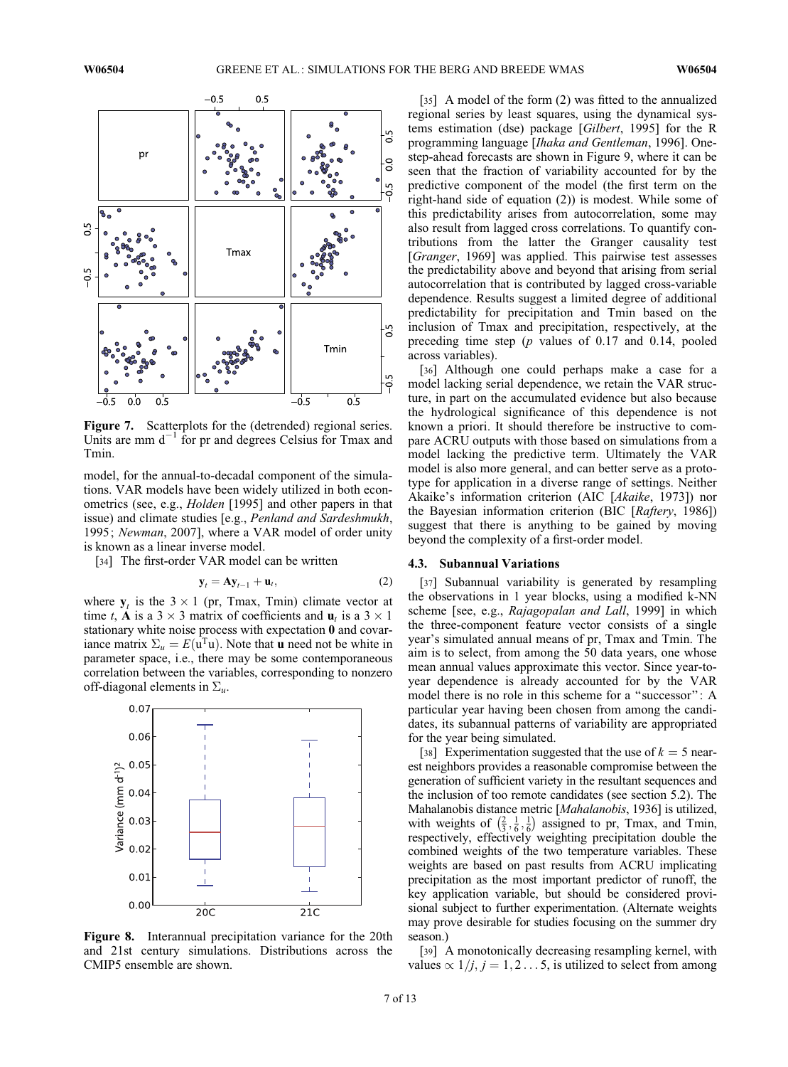Figure 7. Scatterplots for the (detrended) regional series. Units are mm d$^{-1}$ for pr and degrees Celsius for Tmax and Tmin.

model, for the annual-to-decadal component of the simulations. VAR models have been widely utilized in both econometrics (see, e.g., *Holden* [1995] and other papers in that issue) and climate studies [e.g., *Penland and Sardeshmukh*, 1995; *Newman*, 2007], where a VAR model of order unity is known as a linear inverse model.

[34] The first-order VAR model can be written

$$\mathbf{y}_t = \mathbf{A}\mathbf{y}_{t-1} + \mathbf{u}_t, \tag{2}$$

where $\mathbf{y}_t$ is the $3 \times 1$ (pr, Tmax, Tmin) climate vector at time $t$, $\mathbf{A}$ is a $3 \times 3$ matrix of coefficients and $\mathbf{u}_t$ is a $3 \times 1$ stationary white noise process with expectation $\mathbf{0}$ and covariance matrix $\Sigma_u = E(\mathbf{u}^T\mathbf{u})$. Note that $\mathbf{u}$ need not be white in parameter space, i.e., there may be some contemporaneous correlation between the variables, corresponding to nonzero off-diagonal elements in $\Sigma_u$.

Figure 8. Interannual precipitation variance for the 20th and 21st century simulations. Distributions across the CMIP5 ensemble are shown.

[35] A model of the form (2) was fitted to the annualized regional series by least squares, using the dynamical systems estimation (dse) package [*Gilbert*, 1995] for the R programming language [*Ihaka and Gentleman*, 1996]. One-step-ahead forecasts are shown in Figure 9, where it can be seen that the fraction of variability accounted for by the predictive component of the model (the first term on the right-hand side of equation (2)) is modest. While some of this predictability arises from autocorrelation, some may also result from lagged cross correlations. To quantify contributions from the latter the Granger causality test [*Granger*, 1969] was applied. This pairwise test assesses the predictability above and beyond that arising from serial autocorrelation that is contributed by lagged cross-variable dependence. Results suggest a limited degree of additional predictability for precipitation and Tmin based on the inclusion of Tmax and precipitation, respectively, at the preceding time step ($p$ values of 0.17 and 0.14, pooled across variables).

[36] Although one could perhaps make a case for a model lacking serial dependence, we retain the VAR structure, in part on the accumulated evidence but also because the hydrological significance of this dependence is not known a priori. It should therefore be instructive to compare ACRU outputs with those based on simulations from a model lacking the predictive term. Ultimately the VAR model is also more general, and can better serve as a prototype for application in a diverse range of settings. Neither Akaike's information criterion (AIC [*Akaike*, 1973]) nor the Bayesian information criterion (BIC [*Raftery*, 1986]) suggest that there is anything to be gained by moving beyond the complexity of a first-order model.

### 4.3. Subannual Variations

[37] Subannual variability is generated by resampling the observations in 1 year blocks, using a modified k-NN scheme [see, e.g., *Rajagopalan and Lall*, 1999] in which the three-component feature vector consists of a single year's simulated annual means of pr, Tmax and Tmin. The aim is to select, from among the 50 data years, one whose mean annual values approximate this vector. Since year-to-year dependence is already accounted for by the VAR model there is no role in this scheme for a "successor": A particular year having been chosen from among the candidates, its subannual patterns of variability are appropriated for the year being simulated.

[38] Experimentation suggested that the use of $k = 5$ nearest neighbors provides a reasonable compromise between the generation of sufficient variety in the resultant sequences and the inclusion of too remote candidates (see section 5.2). The Mahalanobis distance metric [*Mahalanobis*, 1936] is utilized, with weights of $\left(\frac{2}{3}, \frac{1}{6}, \frac{1}{6}\right)$ assigned to pr, Tmax, and Tmin, respectively, effectively weighting precipitation double the combined weights of the two temperature variables. These weights are based on past results from ACRU implicating precipitation as the most important predictor of runoff, the key application variable, but should be considered provisional subject to further experimentation. (Alternate weights may prove desirable for studies focusing on the summer dry season.)

[39] A monotonically decreasing resampling kernel, with values $\propto 1/j$, $j = 1, 2 \ldots 5$, is utilized to select from among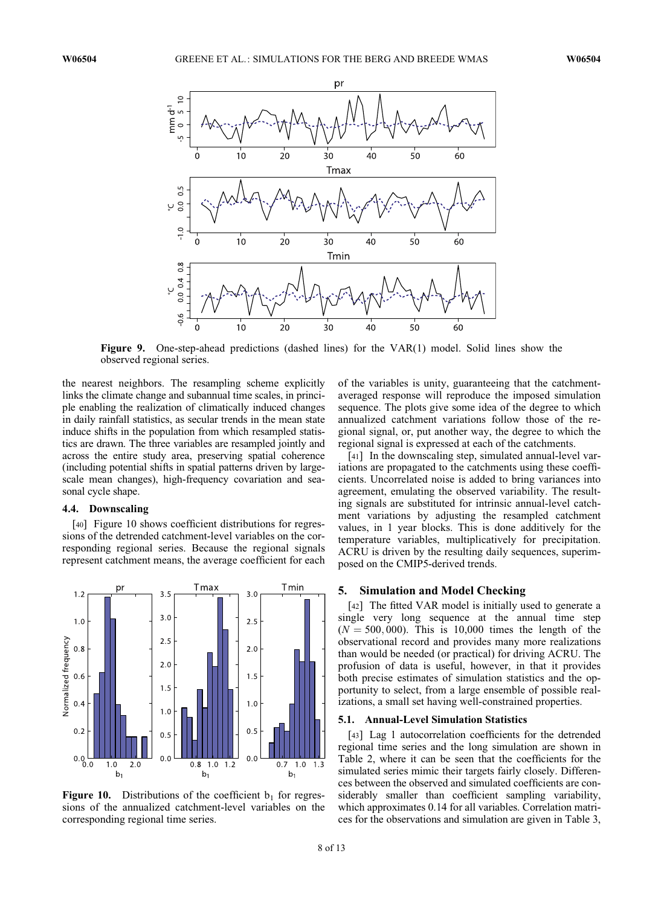**Figure 9.** One-step-ahead predictions (dashed lines) for the VAR(1) model. Solid lines show the observed regional series.

the nearest neighbors. The resampling scheme explicitly links the climate change and subannual time scales, in principle enabling the realization of climatically induced changes in daily rainfall statistics, as secular trends in the mean state induce shifts in the population from which resampled statistics are drawn. The three variables are resampled jointly and across the entire study area, preserving spatial coherence (including potential shifts in spatial patterns driven by large-scale mean changes), high-frequency covariation and seasonal cycle shape.

### 4.4. Downscaling

[40] Figure 10 shows coefficient distributions for regressions of the detrended catchment-level variables on the corresponding regional series. Because the regional signals represent catchment means, the average coefficient for each of the variables is unity, guaranteeing that the catchment-averaged response will reproduce the imposed simulation sequence. The plots give some idea of the degree to which annualized catchment variations follow those of the regional signal, or, put another way, the degree to which the regional signal is expressed at each of the catchments.

**Figure 10.** Distributions of the coefficient $b_1$ for regressions of the annualized catchment-level variables on the corresponding regional time series.

[41] In the downscaling step, simulated annual-level variations are propagated to the catchments using these coefficients. Uncorrelated noise is added to bring variances into agreement, emulating the observed variability. The resulting signals are substituted for intrinsic annual-level catchment variations by adjusting the resampled catchment values, in 1 year blocks. This is done additively for the temperature variables, multiplicatively for precipitation. ACRU is driven by the resulting daily sequences, superimposed on the CMIP5-derived trends.

## 5. Simulation and Model Checking

[42] The fitted VAR model is initially used to generate a single very long sequence at the annual time step ($N = 500,000$). This is 10,000 times the length of the observational record and provides many more realizations than would be needed (or practical) for driving ACRU. The profusion of data is useful, however, in that it provides both precise estimates of simulation statistics and the opportunity to select, from a large ensemble of possible realizations, a small set having well-constrained properties.

### 5.1. Annual-Level Simulation Statistics

[43] Lag 1 autocorrelation coefficients for the detrended regional time series and the long simulation are shown in Table 2, where it can be seen that the coefficients for the simulated series mimic their targets fairly closely. Differences between the observed and simulated coefficients are considerably smaller than coefficient sampling variability, which approximates 0.14 for all variables. Correlation matrices for the observations and simulation are given in Table 3,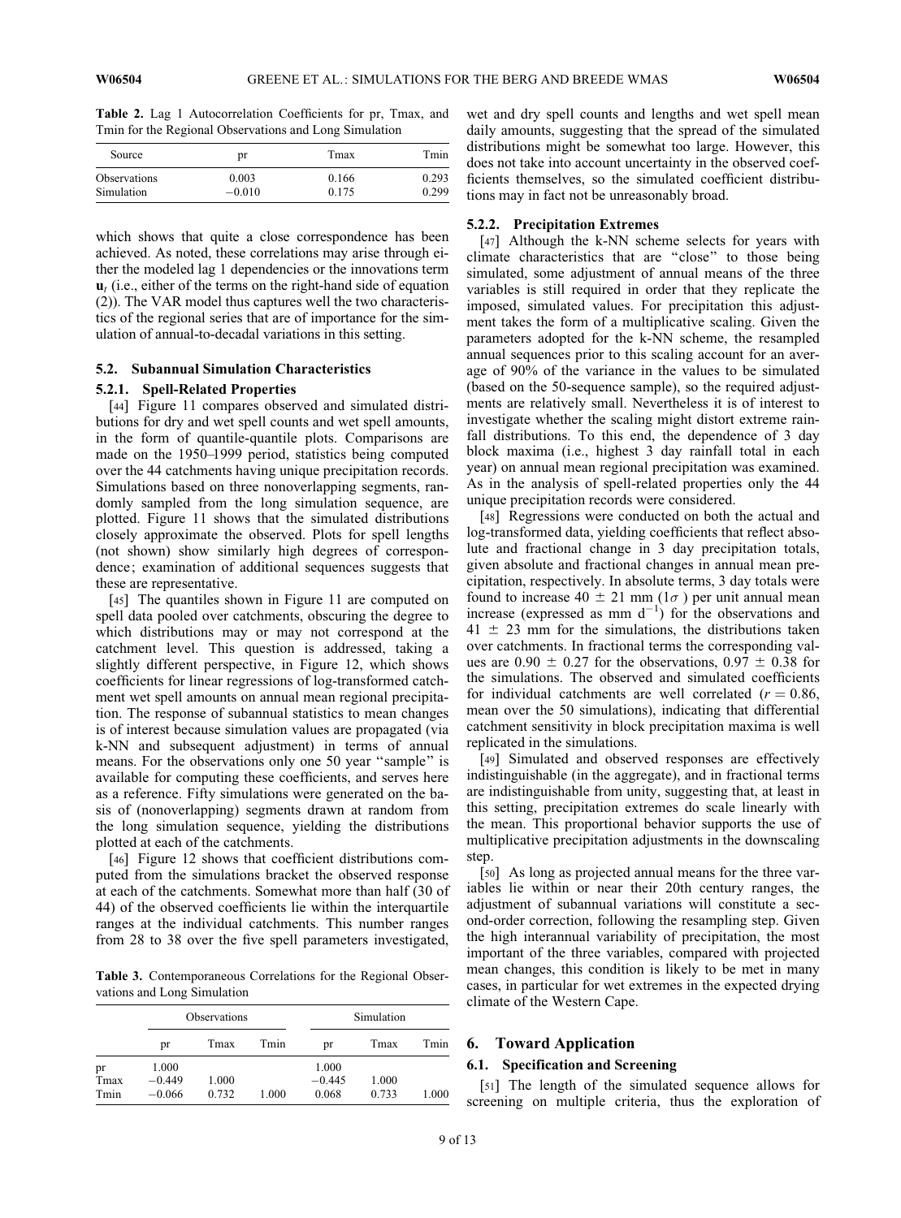**Table 2.** Lag 1 Autocorrelation Coefficients for pr, Tmax, and Tmin for the Regional Observations and Long Simulation

| Source | pr | Tmax | Tmin |
|---|---|---|---|
| Observations | 0.003 | 0.166 | 0.293 |
| Simulation | −0.010 | 0.175 | 0.299 |

which shows that quite a close correspondence has been achieved. As noted, these correlations may arise through either the modeled lag 1 dependencies or the innovations term $\mathbf{u}_t$ (i.e., either of the terms on the right-hand side of equation (2)). The VAR model thus captures well the two characteristics of the regional series that are of importance for the simulation of annual-to-decadal variations in this setting.

### 5.2. Subannual Simulation Characteristics

#### 5.2.1. Spell-Related Properties

[44] Figure 11 compares observed and simulated distributions for dry and wet spell counts and wet spell amounts, in the form of quantile-quantile plots. Comparisons are made on the 1950–1999 period, statistics being computed over the 44 catchments having unique precipitation records. Simulations based on three nonoverlapping segments, randomly sampled from the long simulation sequence, are plotted. Figure 11 shows that the simulated distributions closely approximate the observed. Plots for spell lengths (not shown) show similarly high degrees of correspondence; examination of additional sequences suggests that these are representative.

[45] The quantiles shown in Figure 11 are computed on spell data pooled over catchments, obscuring the degree to which distributions may or may not correspond at the catchment level. This question is addressed, taking a slightly different perspective, in Figure 12, which shows coefficients for linear regressions of log-transformed catchment wet spell amounts on annual mean regional precipitation. The response of subannual statistics to mean changes is of interest because simulation values are propagated (via k-NN and subsequent adjustment) in terms of annual means. For the observations only one 50 year "sample" is available for computing these coefficients, and serves here as a reference. Fifty simulations were generated on the basis of (nonoverlapping) segments drawn at random from the long simulation sequence, yielding the distributions plotted at each of the catchments.

[46] Figure 12 shows that coefficient distributions computed from the simulations bracket the observed response at each of the catchments. Somewhat more than half (30 of 44) of the observed coefficients lie within the interquartile ranges at the individual catchments. This number ranges from 28 to 38 over the five spell parameters investigated, wet and dry spell counts and lengths and wet spell mean daily amounts, suggesting that the spread of the simulated distributions might be somewhat too large. However, this does not take into account uncertainty in the observed coefficients themselves, so the simulated coefficient distributions may in fact not be unreasonably broad.

**Table 3.** Contemporaneous Correlations for the Regional Observations and Long Simulation

| | Observations | | | Simulation | | |
|---|---|---|---|---|---|---|
| | pr | Tmax | Tmin | pr | Tmax | Tmin |
| pr | 1.000 | | | 1.000 | | |
| Tmax | −0.449 | 1.000 | | −0.445 | 1.000 | |
| Tmin | −0.066 | 0.732 | 1.000 | 0.068 | 0.733 | 1.000 |

#### 5.2.2. Precipitation Extremes

[47] Although the k-NN scheme selects for years with climate characteristics that are "close" to those being simulated, some adjustment of annual means of the three variables is still required in order that they replicate the imposed, simulated values. For precipitation this adjustment takes the form of a multiplicative scaling. Given the parameters adopted for the k-NN scheme, the resampled annual sequences prior to this scaling account for an average of 90% of the variance in the values to be simulated (based on the 50-sequence sample), so the required adjustments are relatively small. Nevertheless it is of interest to investigate whether the scaling might distort extreme rainfall distributions. To this end, the dependence of 3 day block maxima (i.e., highest 3 day rainfall total in each year) on annual mean regional precipitation was examined. As in the analysis of spell-related properties only the 44 unique precipitation records were considered.

[48] Regressions were conducted on both the actual and log-transformed data, yielding coefficients that reflect absolute and fractional change in 3 day precipitation totals, given absolute and fractional changes in annual mean precipitation, respectively. In absolute terms, 3 day totals were found to increase $40 \pm 21$ mm ($1\sigma$) per unit annual mean increase (expressed as mm $\mathrm{d}^{-1}$) for the observations and $41 \pm 23$ mm for the simulations, the distributions taken over catchments. In fractional terms the corresponding values are $0.90 \pm 0.27$ for the observations, $0.97 \pm 0.38$ for the simulations. The observed and simulated coefficients for individual catchments are well correlated ($r = 0.86$, mean over the 50 simulations), indicating that differential catchment sensitivity in block precipitation maxima is well replicated in the simulations.

[49] Simulated and observed responses are effectively indistinguishable (in the aggregate), and in fractional terms are indistinguishable from unity, suggesting that, at least in this setting, precipitation extremes do scale linearly with the mean. This proportional behavior supports the use of multiplicative precipitation adjustments in the downscaling step.

[50] As long as projected annual means for the three variables lie within or near their 20th century ranges, the adjustment of subannual variations will constitute a second-order correction, following the resampling step. Given the high interannual variability of precipitation, the most important of the three variables, compared with projected mean changes, this condition is likely to be met in many cases, in particular for wet extremes in the expected drying climate of the Western Cape.

## 6. Toward Application

### 6.1. Specification and Screening

[51] The length of the simulated sequence allows for screening on multiple criteria, thus the exploration of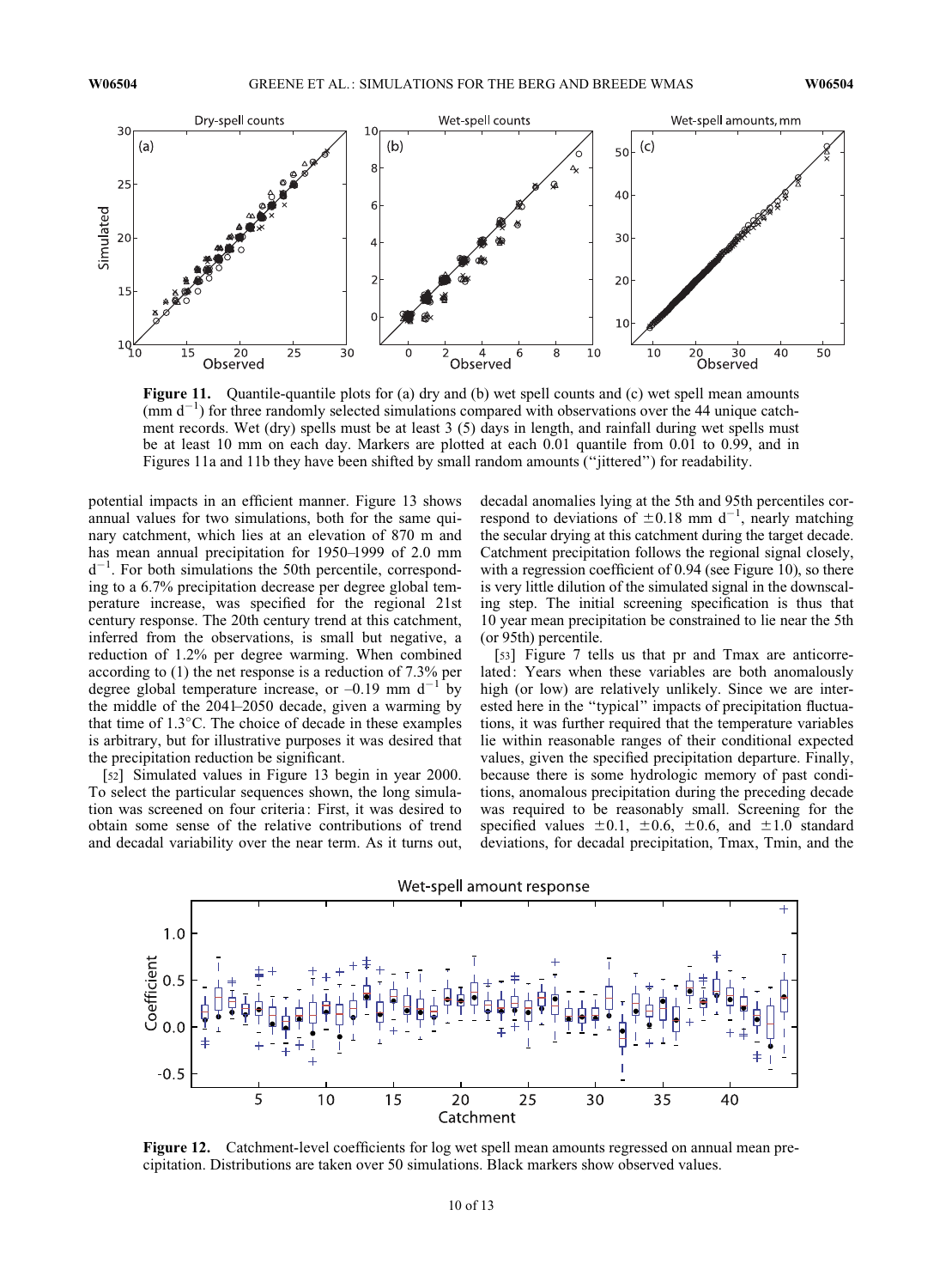**Figure 11.** Quantile-quantile plots for (a) dry and (b) wet spell counts and (c) wet spell mean amounts (mm $d^{-1}$) for three randomly selected simulations compared with observations over the 44 unique catchment records. Wet (dry) spells must be at least 3 (5) days in length, and rainfall during wet spells must be at least 10 mm on each day. Markers are plotted at each 0.01 quantile from 0.01 to 0.99, and in Figures 11a and 11b they have been shifted by small random amounts ("jittered") for readability.

potential impacts in an efficient manner. Figure 13 shows annual values for two simulations, both for the same quinary catchment, which lies at an elevation of 870 m and has mean annual precipitation for 1950–1999 of 2.0 mm $d^{-1}$. For both simulations the 50th percentile, corresponding to a 6.7% precipitation decrease per degree global temperature increase, was specified for the regional 21st century response. The 20th century trend at this catchment, inferred from the observations, is small but negative, a reduction of 1.2% per degree warming. When combined according to (1) the net response is a reduction of 7.3% per degree global temperature increase, or –0.19 mm $d^{-1}$ by the middle of the 2041–2050 decade, given a warming by that time of 1.3°C. The choice of decade in these examples is arbitrary, but for illustrative purposes it was desired that the precipitation reduction be significant.

[52] Simulated values in Figure 13 begin in year 2000. To select the particular sequences shown, the long simulation was screened on four criteria: First, it was desired to obtain some sense of the relative contributions of trend and decadal variability over the near term. As it turns out, decadal anomalies lying at the 5th and 95th percentiles correspond to deviations of $\pm$0.18 mm $d^{-1}$, nearly matching the secular drying at this catchment during the target decade. Catchment precipitation follows the regional signal closely, with a regression coefficient of 0.94 (see Figure 10), so there is very little dilution of the simulated signal in the downscaling step. The initial screening specification is thus that 10 year mean precipitation be constrained to lie near the 5th (or 95th) percentile.

[53] Figure 7 tells us that pr and Tmax are anticorrelated: Years when these variables are both anomalously high (or low) are relatively unlikely. Since we are interested here in the "typical" impacts of precipitation fluctuations, it was further required that the temperature variables lie within reasonable ranges of their conditional expected values, given the specified precipitation departure. Finally, because there is some hydrologic memory of past conditions, anomalous precipitation during the preceding decade was required to be reasonably small. Screening for the specified values $\pm$0.1, $\pm$0.6, $\pm$0.6, and $\pm$1.0 standard deviations, for decadal precipitation, Tmax, Tmin, and the

**Figure 12.** Catchment-level coefficients for log wet spell mean amounts regressed on annual mean precipitation. Distributions are taken over 50 simulations. Black markers show observed values.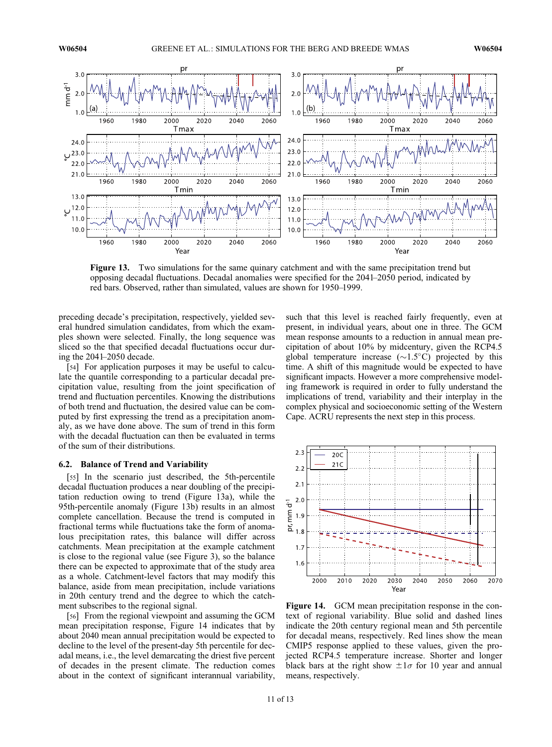**Figure 13.** Two simulations for the same quinary catchment and with the same precipitation trend but opposing decadal fluctuations. Decadal anomalies were specified for the 2041–2050 period, indicated by red bars. Observed, rather than simulated, values are shown for 1950–1999.

preceding decade's precipitation, respectively, yielded several hundred simulation candidates, from which the examples shown were selected. Finally, the long sequence was sliced so the that specified decadal fluctuations occur during the 2041–2050 decade.

[54] For application purposes it may be useful to calculate the quantile corresponding to a particular decadal precipitation value, resulting from the joint specification of trend and fluctuation percentiles. Knowing the distributions of both trend and fluctuation, the desired value can be computed by first expressing the trend as a precipitation anomaly, as we have done above. The sum of trend in this form with the decadal fluctuation can then be evaluated in terms of the sum of their distributions.

### 6.2. Balance of Trend and Variability

[55] In the scenario just described, the 5th-percentile decadal fluctuation produces a near doubling of the precipitation reduction owing to trend (Figure 13a), while the 95th-percentile anomaly (Figure 13b) results in an almost complete cancellation. Because the trend is computed in fractional terms while fluctuations take the form of anomalous precipitation rates, this balance will differ across catchments. Mean precipitation at the example catchment is close to the regional value (see Figure 3), so the balance there can be expected to approximate that of the study area as a whole. Catchment-level factors that may modify this balance, aside from mean precipitation, include variations in 20th century trend and the degree to which the catchment subscribes to the regional signal.

[56] From the regional viewpoint and assuming the GCM mean precipitation response, Figure 14 indicates that by about 2040 mean annual precipitation would be expected to decline to the level of the present-day 5th percentile for decadal means, i.e., the level demarcating the driest five percent of decades in the present climate. The reduction comes about in the context of significant interannual variability, such that this level is reached fairly frequently, even at present, in individual years, about one in three. The GCM mean response amounts to a reduction in annual mean precipitation of about 10% by midcentury, given the RCP4.5 global temperature increase ($\sim$1.5°C) projected by this time. A shift of this magnitude would be expected to have significant impacts. However a more comprehensive modeling framework is required in order to fully understand the implications of trend, variability and their interplay in the complex physical and socioeconomic setting of the Western Cape. ACRU represents the next step in this process.

**Figure 14.** GCM mean precipitation response in the context of regional variability. Blue solid and dashed lines indicate the 20th century regional mean and 5th percentile for decadal means, respectively. Red lines show the mean CMIP5 response applied to these values, given the projected RCP4.5 temperature increase. Shorter and longer black bars at the right show $\pm 1\sigma$ for 10 year and annual means, respectively.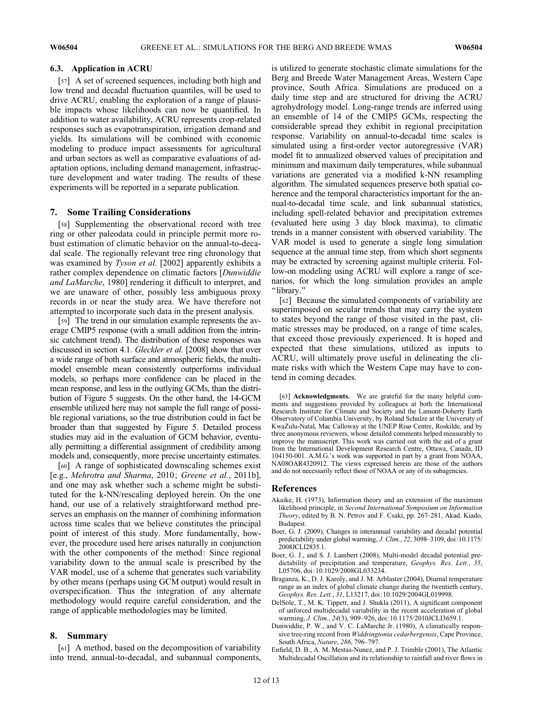### 6.3. Application in ACRU

[57] A set of screened sequences, including both high and low trend and decadal fluctuation quantiles, will be used to drive ACRU, enabling the exploration of a range of plausible impacts whose likelihoods can now be quantified. In addition to water availability, ACRU represents crop-related responses such as evapotranspiration, irrigation demand and yields. Its simulations will be combined with economic modeling to produce impact assessments for agricultural and urban sectors as well as comparative evaluations of adaptation options, including demand management, infrastructure development and water trading. The results of these experiments will be reported in a separate publication.

## 7. Some Trailing Considerations

[58] Supplementing the observational record with tree ring or other paleodata could in principle permit more robust estimation of climatic behavior on the annual-to-decadal scale. The regionally relevant tree ring chronology that was examined by *Tyson et al.* [2002] apparently exhibits a rather complex dependence on climatic factors [*Dunwiddie and LaMarche*, 1980] rendering it difficult to interpret, and we are unaware of other, possibly less ambiguous proxy records in or near the study area. We have therefore not attempted to incorporate such data in the present analysis.

[59] The trend in our simulation example represents the average CMIP5 response (with a small addition from the intrinsic catchment trend). The distribution of these responses was discussed in section 4.1. *Gleckler et al.* [2008] show that over a wide range of both surface and atmospheric fields, the multimodel ensemble mean consistently outperforms individual models, so perhaps more confidence can be placed in the mean response, and less in the outlying GCMs, than the distribution of Figure 5 suggests. On the other hand, the 14-GCM ensemble utilized here may not sample the full range of possible regional variations, so the true distribution could in fact be broader than that suggested by Figure 5. Detailed process studies may aid in the evaluation of GCM behavior, eventually permitting a differential assignment of credibility among models and, consequently, more precise uncertainty estimates.

[60] A range of sophisticated downscaling schemes exist [e.g., *Mehrotra and Sharma*, 2010; *Greene et al.*, 2011b], and one may ask whether such a scheme might be substituted for the k-NN/rescaling deployed herein. On the one hand, our use of a relatively straightforward method preserves an emphasis on the manner of combining information across time scales that we believe constitutes the principal point of interest of this study. More fundamentally, however, the procedure used here arises naturally in conjunction with the other components of the method: Since regional variability down to the annual scale is prescribed by the VAR model, use of a scheme that generates such variability by other means (perhaps using GCM output) would result in overspecification. Thus the integration of any alternate methodology would require careful consideration, and the range of applicable methodologies may be limited.

## 8. Summary

[61] A method, based on the decomposition of variability into trend, annual-to-decadal, and subannual components, is utilized to generate stochastic climate simulations for the Berg and Breede Water Management Areas, Western Cape province, South Africa. Simulations are produced on a daily time step and are structured for driving the ACRU agrohydrology model. Long-range trends are inferred using an ensemble of 14 of the CMIP5 GCMs, respecting the considerable spread they exhibit in regional precipitation response. Variability on annual-to-decadal time scales is simulated using a first-order vector autoregressive (VAR) model fit to annualized observed values of precipitation and minimum and maximum daily temperatures, while subannual variations are generated via a modified k-NN resampling algorithm. The simulated sequences preserve both spatial coherence and the temporal characteristics important for the annual-to-decadal time scale, and link subannual statistics, including spell-related behavior and precipitation extremes (evaluated here using 3 day block maxima), to climatic trends in a manner consistent with observed variability. The VAR model is used to generate a single long simulation sequence at the annual time step, from which short segments may be extracted by screening against multiple criteria. Follow-on modeling using ACRU will explore a range of scenarios, for which the long simulation provides an ample "library."

[62] Because the simulated components of variability are superimposed on secular trends that may carry the system to states beyond the range of those visited in the past, climatic stresses may be produced, on a range of time scales, that exceed those previously experienced. It is hoped and expected that these simulations, utilized as inputs to ACRU, will ultimately prove useful in delineating the climate risks with which the Western Cape may have to contend in coming decades.

[63] **Acknowledgments.** We are grateful for the many helpful comments and suggestions provided by colleagues at both the International Research Institute for Climate and Society and the Lamont-Doherty Earth Observatory of Columbia University, by Roland Schulze at the University of KwaZulu-Natal, Mac Calloway at the UNEP Risø Centre, Roskilde, and by three anonymous reviewers, whose detailed comments helped measurably to improve the manuscript. This work was carried out with the aid of a grant from the International Development Research Centre, Ottawa, Canada, ID 104150-001. A.M.G.'s work was supported in part by a grant from NOAA, NA08OAR4320912. The views expressed herein are those of the authors and do not necessarily reflect those of NOAA or any of its subagencies.

## References

Akaike, H. (1973), Information theory and an extension of the maximum likelihood principle, in *Second International Symposium on Information Theory*, edited by B. N. Petrov and F. Csaki, pp. 267–281, Akad. Kiado, Budapest.

Boer, G. J. (2009), Changes in interannual variability and decadal potential predictability under global warming, *J. Clim.*, *22*, 3098–3109, doi:10.1175/2008JCLI2835.1.

Boer, G. J., and S. J. Lambert (2008), Multi-model decadal potential predictability of precipitation and temperature, *Geophys. Res. Lett.*, *35*, L05706, doi:10.1029/2008GL033234.

Braganza, K., D. J. Karoly, and J. M. Arblaster (2004), Diurnal temperature range as an index of global climate change during the twentieth century, *Geophys. Res. Lett.*, *31*, L13217, doi:10.1029/2004GL019998.

DelSole, T., M. K. Tippett, and J. Shukla (2011), A significant component of unforced multidecadal variability in the recent acceleration of global warming, *J. Clim.*, *24*(3), 909–926, doi:10.1175/2010JCLI3659.1.

Dunwiddie, P. W., and V. C. LaMarche Jr. (1980), A climatically responsive tree-ring record from *Widdringtonia cedarbergensis*, Cape Province, South Africa, *Nature*, *286*, 796–797.

Enfield, D. B., A. M. Mestas-Nunez, and P. J. Trimble (2001), The Atlantic Multidecadal Oscillation and its relationship to rainfall and river flows in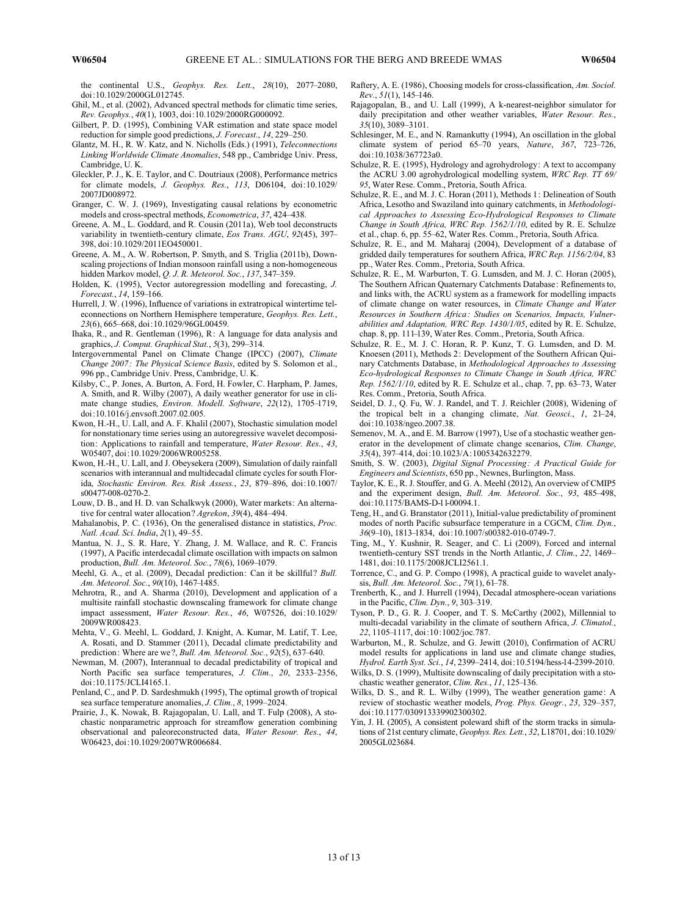the continental U.S., *Geophys. Res. Lett.*, *28*(10), 2077–2080, doi:10.1029/2000GL012745.

Ghil, M., et al. (2002), Advanced spectral methods for climatic time series, *Rev. Geophys.*, *40*(1), 1003, doi:10.1029/2000RG000092.

Gilbert, P. D. (1995), Combining VAR estimation and state space model reduction for simple good predictions, *J. Forecast.*, *14*, 229–250.

Glantz, M. H., R. W. Katz, and N. Nicholls (Eds.) (1991), *Teleconnections Linking Worldwide Climate Anomalies*, 548 pp., Cambridge Univ. Press, Cambridge, U. K.

Gleckler, P. J., K. E. Taylor, and C. Doutriaux (2008), Performance metrics for climate models, *J. Geophys. Res.*, *113*, D06104, doi:10.1029/2007JD008972.

Granger, C. W. J. (1969), Investigating causal relations by econometric models and cross-spectral methods, *Econometrica*, *37*, 424–438.

Greene, A. M., L. Goddard, and R. Cousin (2011a), Web tool deconstructs variability in twentieth-century climate, *Eos Trans. AGU*, *92*(45), 397–398, doi:10.1029/2011EO450001.

Greene, A. M., A. W. Robertson, P. Smyth, and S. Triglia (2011b), Downscaling projections of Indian monsoon rainfall using a non-homogeneous hidden Markov model, *Q. J. R. Meteorol. Soc.*, *137*, 347–359.

Holden, K. (1995), Vector autoregression modelling and forecasting, *J. Forecast.*, *14*, 159–166.

Hurrell, J. W. (1996), Influence of variations in extratropical wintertime teleconnections on Northern Hemisphere temperature, *Geophys. Res. Lett.*, *23*(6), 665–668, doi:10.1029/96GL00459.

Ihaka, R., and R. Gentleman (1996), R: A language for data analysis and graphics, *J. Comput. Graphical Stat.*, *5*(3), 299–314.

Intergovernmental Panel on Climate Change (IPCC) (2007), *Climate Change 2007: The Physical Science Basis*, edited by S. Solomon et al., 996 pp., Cambridge Univ. Press, Cambridge, U. K.

Kilsby, C., P. Jones, A. Burton, A. Ford, H. Fowler, C. Harpham, P. James, A. Smith, and R. Wilby (2007), A daily weather generator for use in climate change studies, *Environ. Modell. Software*, *22*(12), 1705–1719, doi:10.1016/j.envsoft.2007.02.005.

Kwon, H.-H., U. Lall, and A. F. Khalil (2007), Stochastic simulation model for nonstationary time series using an autoregressive wavelet decomposition: Applications to rainfall and temperature, *Water Resour. Res.*, *43*, W05407, doi:10.1029/2006WR005258.

Kwon, H.-H., U. Lall, and J. Obeysekera (2009), Simulation of daily rainfall scenarios with interannual and multidecadal climate cycles for south Florida, *Stochastic Environ. Res. Risk Assess.*, *23*, 879–896, doi:10.1007/s00477-008-0270-2.

Louw, D. B., and H. D. van Schalkwyk (2000), Water markets: An alternative for central water allocation? *Agrekon*, *39*(4), 484–494.

Mahalanobis, P. C. (1936), On the generalised distance in statistics, *Proc. Natl. Acad. Sci. India*, *2*(1), 49–55.

Mantua, N. J., S. R. Hare, Y. Zhang, J. M. Wallace, and R. C. Francis (1997), A Pacific interdecadal climate oscillation with impacts on salmon production, *Bull. Am. Meteorol. Soc.*, *78*(6), 1069–1079.

Meehl, G. A., et al. (2009), Decadal prediction: Can it be skillful? *Bull. Am. Meteorol. Soc.*, *90*(10), 1467–1485.

Mehrotra, R., and A. Sharma (2010), Development and application of a multisite rainfall stochastic downscaling framework for climate change impact assessment, *Water Resour. Res.*, *46*, W07526, doi:10.1029/2009WR008423.

Mehta, V., G. Meehl, L. Goddard, J. Knight, A. Kumar, M. Latif, T. Lee, A. Rosati, and D. Stammer (2011), Decadal climate predictability and prediction: Where are we?, *Bull. Am. Meteorol. Soc.*, *92*(5), 637–640.

Newman, M. (2007), Interannual to decadal predictability of tropical and North Pacific sea surface temperatures, *J. Clim.*, *20*, 2333–2356, doi:10.1175/JCLI4165.1.

Penland, C., and P. D. Sardeshmukh (1995), The optimal growth of tropical sea surface temperature anomalies, *J. Clim.*, *8*, 1999–2024.

Prairie, J., K. Nowak, B. Rajagopalan, U. Lall, and T. Fulp (2008), A stochastic nonparametric approach for streamflow generation combining observational and paleoreconstructed data, *Water Resour. Res.*, *44*, W06423, doi:10.1029/2007WR006684.

Raftery, A. E. (1986), Choosing models for cross-classification, *Am. Sociol. Rev.*, *51*(1), 145–146.

Rajagopalan, B., and U. Lall (1999), A k-nearest-neighbor simulator for daily precipitation and other weather variables, *Water Resour. Res.*, *35*(10), 3089–3101.

Schlesinger, M. E., and N. Ramankutty (1994), An oscillation in the global climate system of period 65–70 years, *Nature*, *367*, 723–726, doi:10.1038/367723a0.

Schulze, R. E. (1995), Hydrology and agrohydrology: A text to accompany the ACRU 3.00 agrohydrological modelling system, *WRC Rep. TT 69/95*, Water Rese. Comm., Pretoria, South Africa.

Schulze, R. E., and M. J. C. Horan (2011), Methods 1: Delineation of South Africa, Lesotho and Swaziland into quinary catchments, in *Methodological Approaches to Assessing Eco-Hydrological Responses to Climate Change in South Africa, WRC Rep. 1562/1/10*, edited by R. E. Schulze et al., chap. 6, pp. 55–62, Water Res. Comm., Pretoria, South Africa.

Schulze, R. E., and M. Maharaj (2004), Development of a database of gridded daily temperatures for southern Africa, *WRC Rep. 1156/2/04*, 83 pp., Water Res. Comm., Pretoria, South Africa.

Schulze, R. E., M. Warburton, T. G. Lumsden, and M. J. C. Horan (2005), The Southern African Quaternary Catchments Database: Refinements to, and links with, the ACRU system as a framework for modelling impacts of climate change on water resources, in *Climate Change and Water Resources in Southern Africa: Studies on Scenarios, Impacts, Vulnerabilities and Adaptation, WRC Rep. 1430/1/05*, edited by R. E. Schulze, chap. 8, pp. 111–139, Water Res. Comm., Pretoria, South Africa.

Schulze, R. E., M. J. C. Horan, R. P. Kunz, T. G. Lumsden, and D. M. Knoesen (2011), Methods 2: Development of the Southern African Quinary Catchments Database, in *Methodological Approaches to Assessing Eco-hydrological Responses to Climate Change in South Africa, WRC Rep. 1562/1/10*, edited by R. E. Schulze et al., chap. 7, pp. 63–73, Water Res. Comm., Pretoria, South Africa.

Seidel, D. J., Q. Fu, W. J. Randel, and T. J. Reichler (2008), Widening of the tropical belt in a changing climate, *Nat. Geosci.*, *1*, 21–24, doi:10.1038/ngeo.2007.38.

Semenov, M. A., and E. M. Barrow (1997), Use of a stochastic weather generator in the development of climate change scenarios, *Clim. Change*, *35*(4), 397–414, doi:10.1023/A:1005342632279.

Smith, S. W. (2003), *Digital Signal Processing: A Practical Guide for Engineers and Scientists*, 650 pp., Newnes, Burlington, Mass.

Taylor, K. E., R. J. Stouffer, and G. A. Meehl (2012), An overview of CMIP5 and the experiment design, *Bull. Am. Meteorol. Soc.*, *93*, 485–498, doi:10.1175/BAMS-D-11-00094.1.

Teng, H., and G. Branstator (2011), Initial-value predictability of prominent modes of north Pacific subsurface temperature in a CGCM, *Clim. Dyn.*, *36*(9–10), 1813–1834, doi:10.1007/s00382-010-0749-7.

Ting, M., Y. Kushnir, R. Seager, and C. Li (2009), Forced and internal twentieth-century SST trends in the North Atlantic, *J. Clim.*, *22*, 1469–1481, doi:10.1175/2008JCLI2561.1.

Torrence, C., and G. P. Compo (1998), A practical guide to wavelet analysis, *Bull. Am. Meteorol. Soc.*, *79*(1), 61–78.

Trenberth, K., and J. Hurrell (1994), Decadal atmosphere-ocean variations in the Pacific, *Clim. Dyn.*, *9*, 303–319.

Tyson, P. D., G. R. J. Cooper, and T. S. McCarthy (2002), Millennial to multi-decadal variability in the climate of southern Africa, *J. Climatol.*, *22*, 1105–1117, doi:10:1002/joc.787.

Warburton, M., R. Schulze, and G. Jewitt (2010), Confirmation of ACRU model results for applications in land use and climate change studies, *Hydrol. Earth Syst. Sci.*, *14*, 2399–2414, doi:10.5194/hess-14-2399-2010.

Wilks, D. S. (1999), Multisite downscaling of daily precipitation with a stochastic weather generator, *Clim. Res.*, *11*, 125–136.

Wilks, D. S., and R. L. Wilby (1999), The weather generation game: A review of stochastic weather models, *Prog. Phys. Geogr.*, *23*, 329–357, doi:10.1177/030913339902300302.

Yin, J. H. (2005), A consistent poleward shift of the storm tracks in simulations of 21st century climate, *Geophys. Res. Lett.*, *32*, L18701, doi:10.1029/2005GL023684.